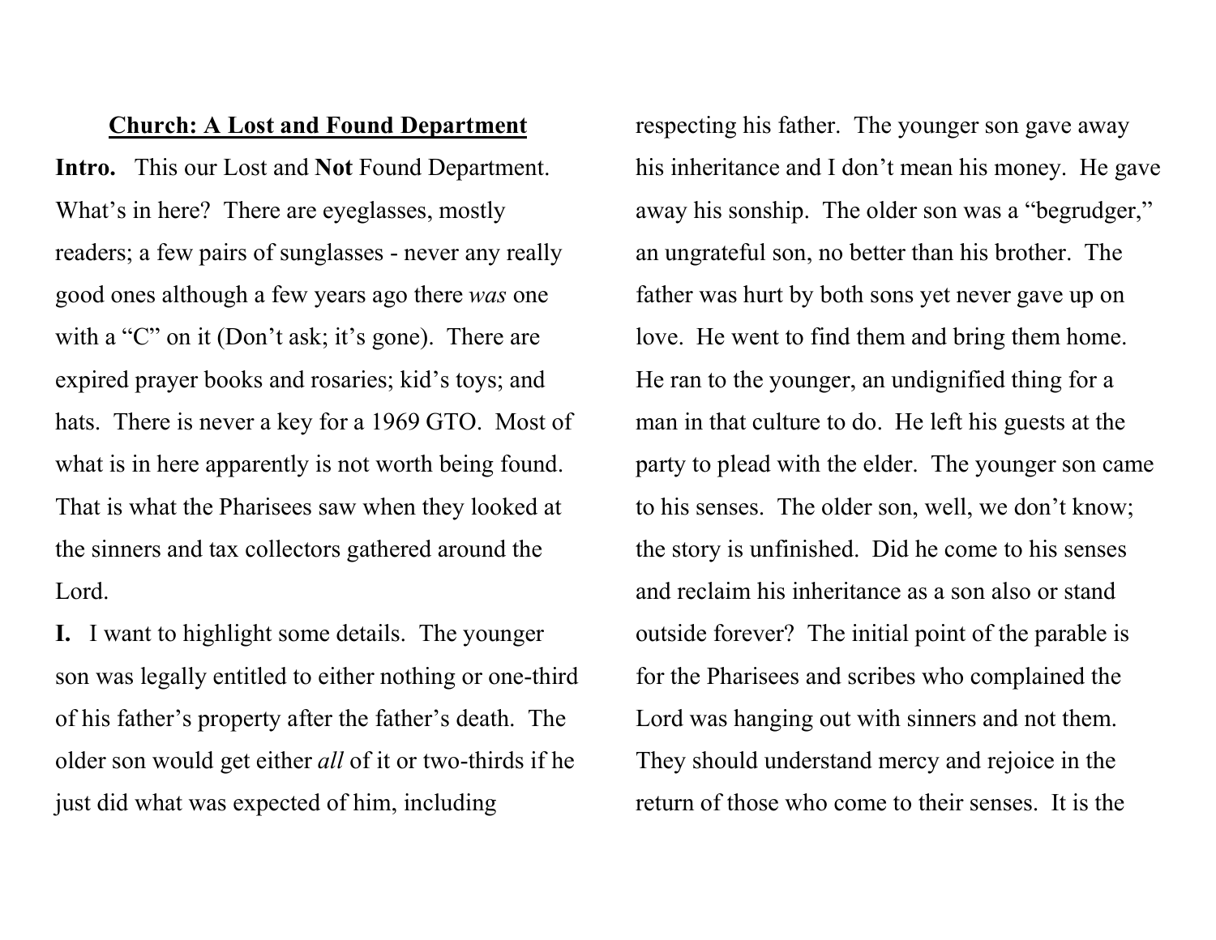## <u>Church: A Lost and Found Department</u>

**Intro.** This our Lost and **Not** Found Department. What's in here? There are eyeglasses, mostly readers; a few pairs of sunglasses - never any really good ones although a few years ago there *was* one with a "C" on it (Don't ask; it's gone). There are expired prayer books and rosaries; kid's toys; and hats. There is never a key for a 1969 GTO. Most of what is in here apparently is not worth being found. That is what the Pharisees saw when they looked at the sinners and tax collectors gathered around the Lord.

**I.** I want to highlight some details. The younger son was legally entitled to either nothing or one-third of his father's property after the father's death. The older son would get either *all* of it or two-thirds if he just did what was expected of him, including respecting his father. The younger son gave away his inheritance and I don't mean his money. He gave away his sonship. The older son was a "begrudger," an ungrateful son, no better than his brother. The father was hurt by both sons yet never gave up on love. He went to find them and bring them home. He ran to the younger, an undignified thing for a man in that culture to do. He left his guests at the party to plead with the elder. The younger son came to his senses. The older son, well, we don't know; the story is unfinished. Did he come to his senses and reclaim his inheritance as a son also or stand outside forever? The initial point of the parable is for the Pharisees and scribes who complained the Lord was hanging out with sinners and not them. They should understand mercy and rejoice in the return of those who come to their senses. It is the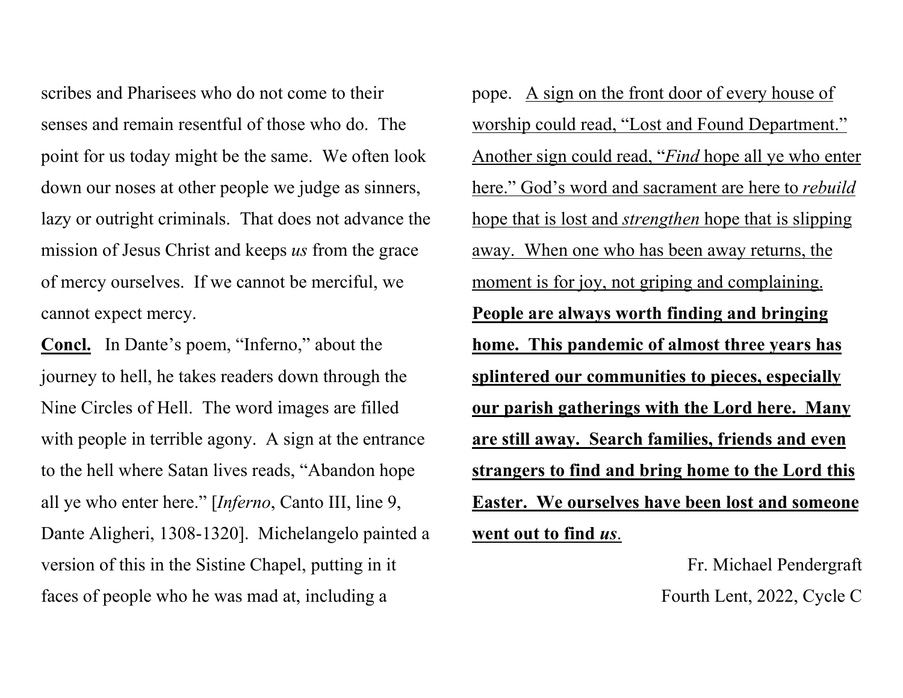scribes and Pharisees who do not come to their senses and remain resentful of those who do. The point for us today might be the same. We often look down our noses at other people we judge as sinners, lazy or outright criminals. That does not advance the mission of Jesus Christ and keeps *us* from the grace of mercy ourselves. If we cannot be merciful, we cannot expect mercy.

**Concl.** In Dante's poem, "Inferno," about the journey to hell, he takes readers down through the Nine Circles of Hell. The word images are filled with people in terrible agony. A sign at the entrance to the hell where Satan lives reads, "Abandon hope all ye who enter here." [*Inferno*, Canto III, line 9, Dante Aligheri, 1308-1320]. Michelangelo painted a version of this in the Sistine Chapel, putting in it faces of people who he was mad at, including a pope. A sign on the front door of every house of worship could read, "Lost and Found Department." Another sign could read, "*Find* hope all ye who enter here." God's word and sacrament are here to *rebuild* hope that is lost and *strengthen* hope that is slipping away. When one who has been away returns, the moment is for joy, not griping and complaining. **People are always worth finding and bringing home. This pandemic of almost three years has splintered our communities to pieces, especially our parish gatherings with the Lord here. Many are still away. Search families, friends and even strangers to find and bring home to the Lord this Easter. We ourselves have been lost and someone went out to find *us*.**

Fr. Michael Pendergraft

Fourth Lent, 2022, Cycle C